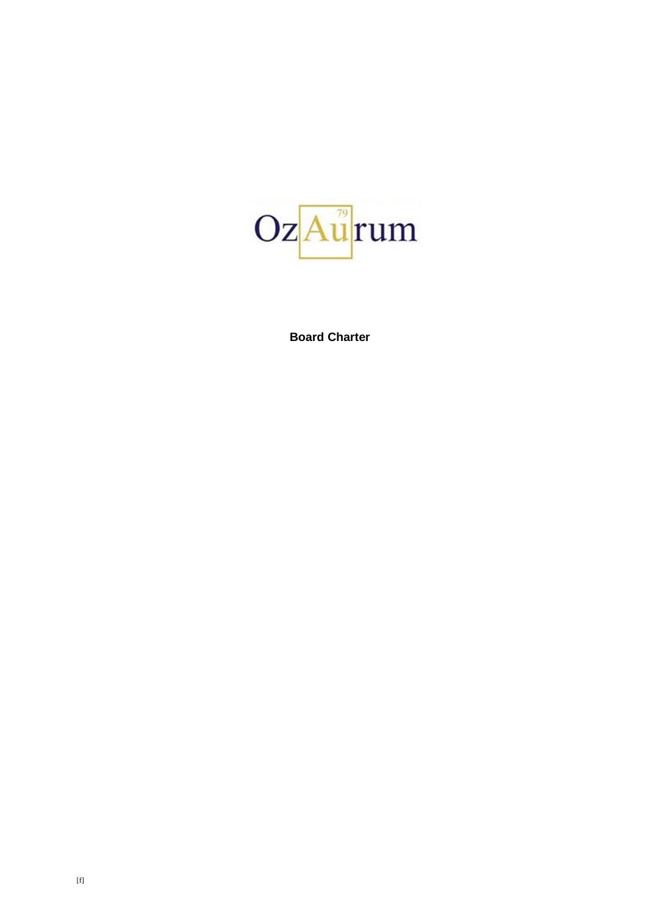OzAurum

**Board Charter**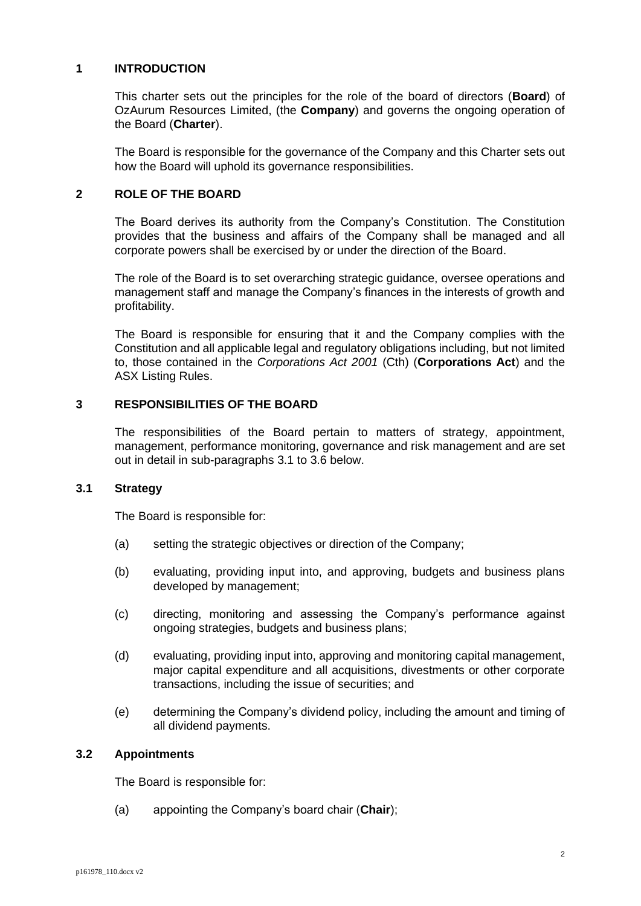## 1 INTRODUCTION

This charter sets out the principles for the role of the board of directors (**Board**) of OzAurum Resources Limited, (the **Company**) and governs the ongoing operation of the Board (**Charter**).

The Board is responsible for the governance of the Company and this Charter sets out how the Board will uphold its governance responsibilities.

## 2 ROLE OF THE BOARD

The Board derives its authority from the Company's Constitution. The Constitution provides that the business and affairs of the Company shall be managed and all corporate powers shall be exercised by or under the direction of the Board.

The role of the Board is to set overarching strategic guidance, oversee operations and management staff and manage the Company's finances in the interests of growth and profitability.

The Board is responsible for ensuring that it and the Company complies with the Constitution and all applicable legal and regulatory obligations including, but not limited to, those contained in the *Corporations Act 2001* (Cth) (**Corporations Act**) and the ASX Listing Rules.

## 3 RESPONSIBILITIES OF THE BOARD

The responsibilities of the Board pertain to matters of strategy, appointment, management, performance monitoring, governance and risk management and are set out in detail in sub-paragraphs 3.1 to 3.6 below.

### 3.1 Strategy

The Board is responsible for:

(a) setting the strategic objectives or direction of the Company;

(b) evaluating, providing input into, and approving, budgets and business plans developed by management;

(c) directing, monitoring and assessing the Company's performance against ongoing strategies, budgets and business plans;

(d) evaluating, providing input into, approving and monitoring capital management, major capital expenditure and all acquisitions, divestments or other corporate transactions, including the issue of securities; and

(e) determining the Company's dividend policy, including the amount and timing of all dividend payments.

### 3.2 Appointments

The Board is responsible for:

(a) appointing the Company's board chair (**Chair**);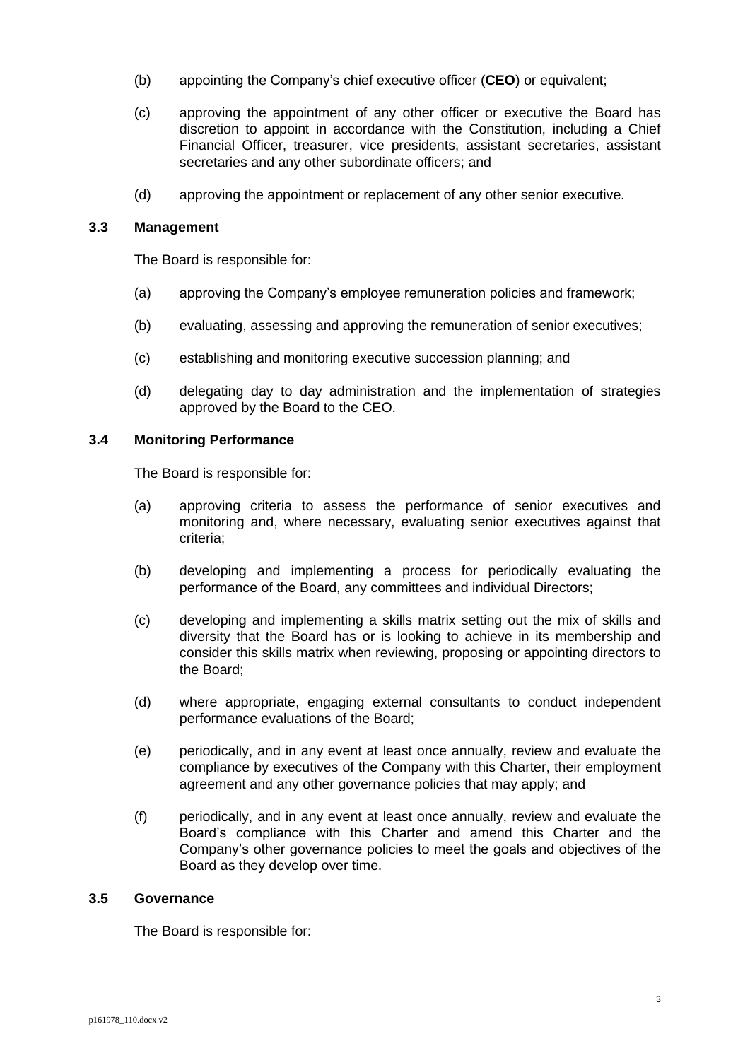(b) appointing the Company's chief executive officer (**CEO**) or equivalent;

(c) approving the appointment of any other officer or executive the Board has discretion to appoint in accordance with the Constitution, including a Chief Financial Officer, treasurer, vice presidents, assistant secretaries, assistant secretaries and any other subordinate officers; and

(d) approving the appointment or replacement of any other senior executive.

### 3.3 Management

The Board is responsible for:

(a) approving the Company's employee remuneration policies and framework;

(b) evaluating, assessing and approving the remuneration of senior executives;

(c) establishing and monitoring executive succession planning; and

(d) delegating day to day administration and the implementation of strategies approved by the Board to the CEO.

### 3.4 Monitoring Performance

The Board is responsible for:

(a) approving criteria to assess the performance of senior executives and monitoring and, where necessary, evaluating senior executives against that criteria;

(b) developing and implementing a process for periodically evaluating the performance of the Board, any committees and individual Directors;

(c) developing and implementing a skills matrix setting out the mix of skills and diversity that the Board has or is looking to achieve in its membership and consider this skills matrix when reviewing, proposing or appointing directors to the Board;

(d) where appropriate, engaging external consultants to conduct independent performance evaluations of the Board;

(e) periodically, and in any event at least once annually, review and evaluate the compliance by executives of the Company with this Charter, their employment agreement and any other governance policies that may apply; and

(f) periodically, and in any event at least once annually, review and evaluate the Board's compliance with this Charter and amend this Charter and the Company's other governance policies to meet the goals and objectives of the Board as they develop over time.

### 3.5 Governance

The Board is responsible for: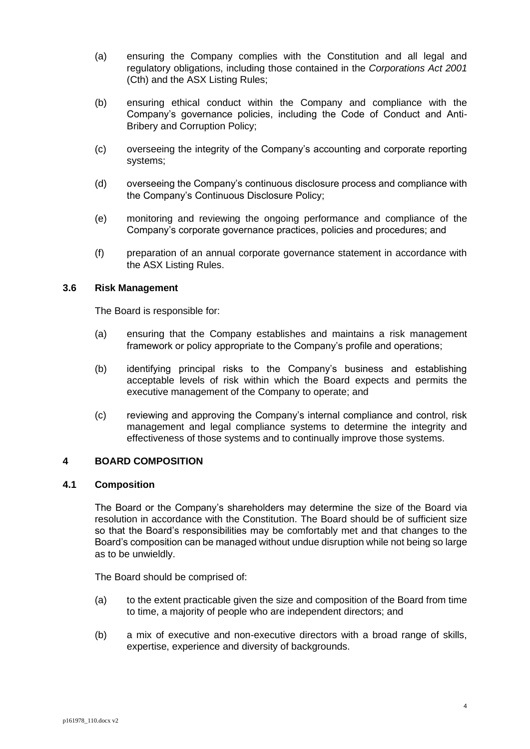(a) ensuring the Company complies with the Constitution and all legal and regulatory obligations, including those contained in the *Corporations Act 2001* (Cth) and the ASX Listing Rules;

(b) ensuring ethical conduct within the Company and compliance with the Company's governance policies, including the Code of Conduct and Anti-Bribery and Corruption Policy;

(c) overseeing the integrity of the Company's accounting and corporate reporting systems;

(d) overseeing the Company's continuous disclosure process and compliance with the Company's Continuous Disclosure Policy;

(e) monitoring and reviewing the ongoing performance and compliance of the Company's corporate governance practices, policies and procedures; and

(f) preparation of an annual corporate governance statement in accordance with the ASX Listing Rules.

### 3.6 Risk Management

The Board is responsible for:

(a) ensuring that the Company establishes and maintains a risk management framework or policy appropriate to the Company's profile and operations;

(b) identifying principal risks to the Company's business and establishing acceptable levels of risk within which the Board expects and permits the executive management of the Company to operate; and

(c) reviewing and approving the Company's internal compliance and control, risk management and legal compliance systems to determine the integrity and effectiveness of those systems and to continually improve those systems.

## 4 BOARD COMPOSITION

### 4.1 Composition

The Board or the Company's shareholders may determine the size of the Board via resolution in accordance with the Constitution. The Board should be of sufficient size so that the Board's responsibilities may be comfortably met and that changes to the Board's composition can be managed without undue disruption while not being so large as to be unwieldy.

The Board should be comprised of:

(a) to the extent practicable given the size and composition of the Board from time to time, a majority of people who are independent directors; and

(b) a mix of executive and non-executive directors with a broad range of skills, expertise, experience and diversity of backgrounds.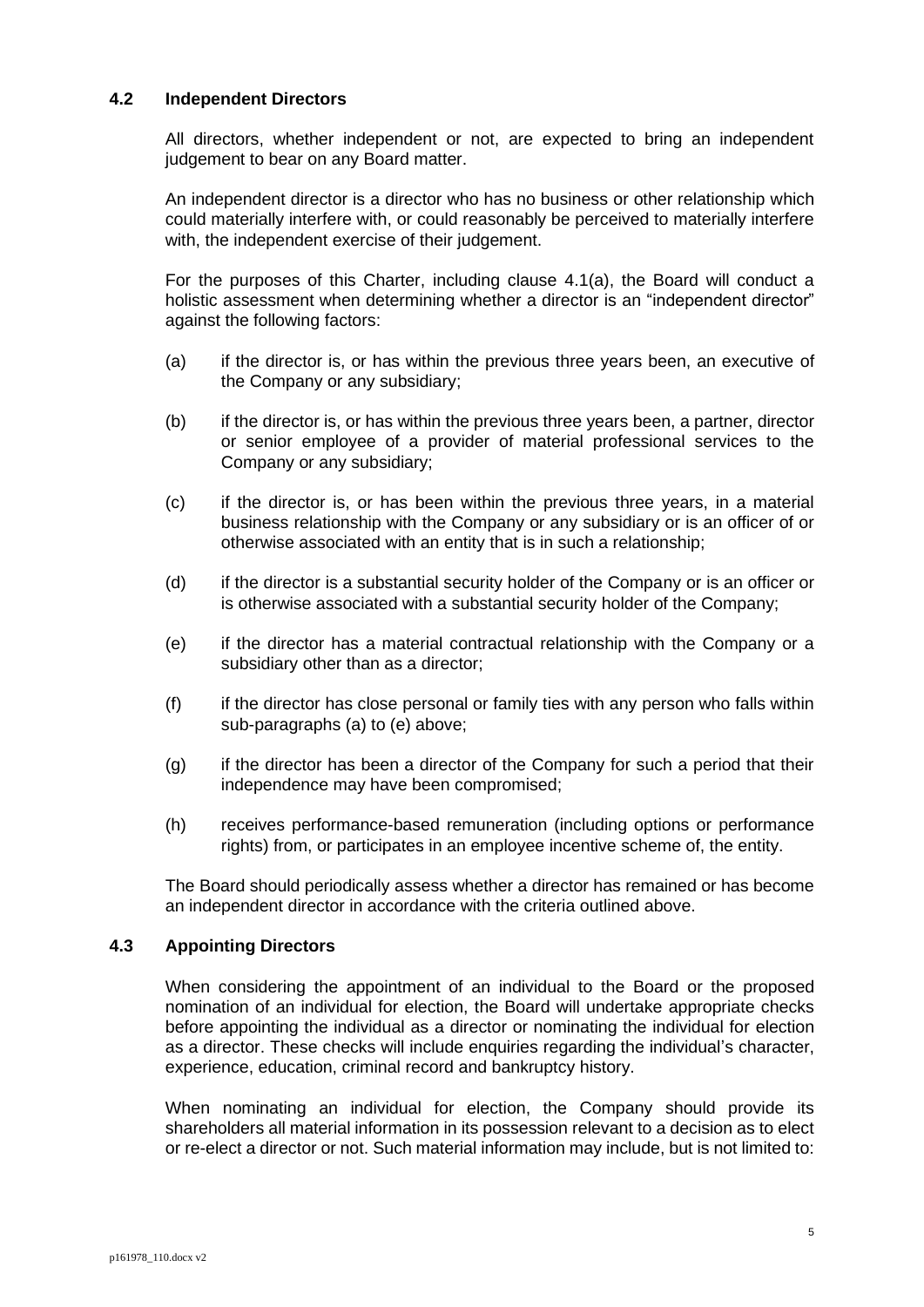### 4.2 Independent Directors

All directors, whether independent or not, are expected to bring an independent judgement to bear on any Board matter.

An independent director is a director who has no business or other relationship which could materially interfere with, or could reasonably be perceived to materially interfere with, the independent exercise of their judgement.

For the purposes of this Charter, including clause 4.1(a), the Board will conduct a holistic assessment when determining whether a director is an "independent director" against the following factors:

(a) if the director is, or has within the previous three years been, an executive of the Company or any subsidiary;

(b) if the director is, or has within the previous three years been, a partner, director or senior employee of a provider of material professional services to the Company or any subsidiary;

(c) if the director is, or has been within the previous three years, in a material business relationship with the Company or any subsidiary or is an officer of or otherwise associated with an entity that is in such a relationship;

(d) if the director is a substantial security holder of the Company or is an officer or is otherwise associated with a substantial security holder of the Company;

(e) if the director has a material contractual relationship with the Company or a subsidiary other than as a director;

(f) if the director has close personal or family ties with any person who falls within sub-paragraphs (a) to (e) above;

(g) if the director has been a director of the Company for such a period that their independence may have been compromised;

(h) receives performance-based remuneration (including options or performance rights) from, or participates in an employee incentive scheme of, the entity.

The Board should periodically assess whether a director has remained or has become an independent director in accordance with the criteria outlined above.

### 4.3 Appointing Directors

When considering the appointment of an individual to the Board or the proposed nomination of an individual for election, the Board will undertake appropriate checks before appointing the individual as a director or nominating the individual for election as a director. These checks will include enquiries regarding the individual's character, experience, education, criminal record and bankruptcy history.

When nominating an individual for election, the Company should provide its shareholders all material information in its possession relevant to a decision as to elect or re-elect a director or not. Such material information may include, but is not limited to: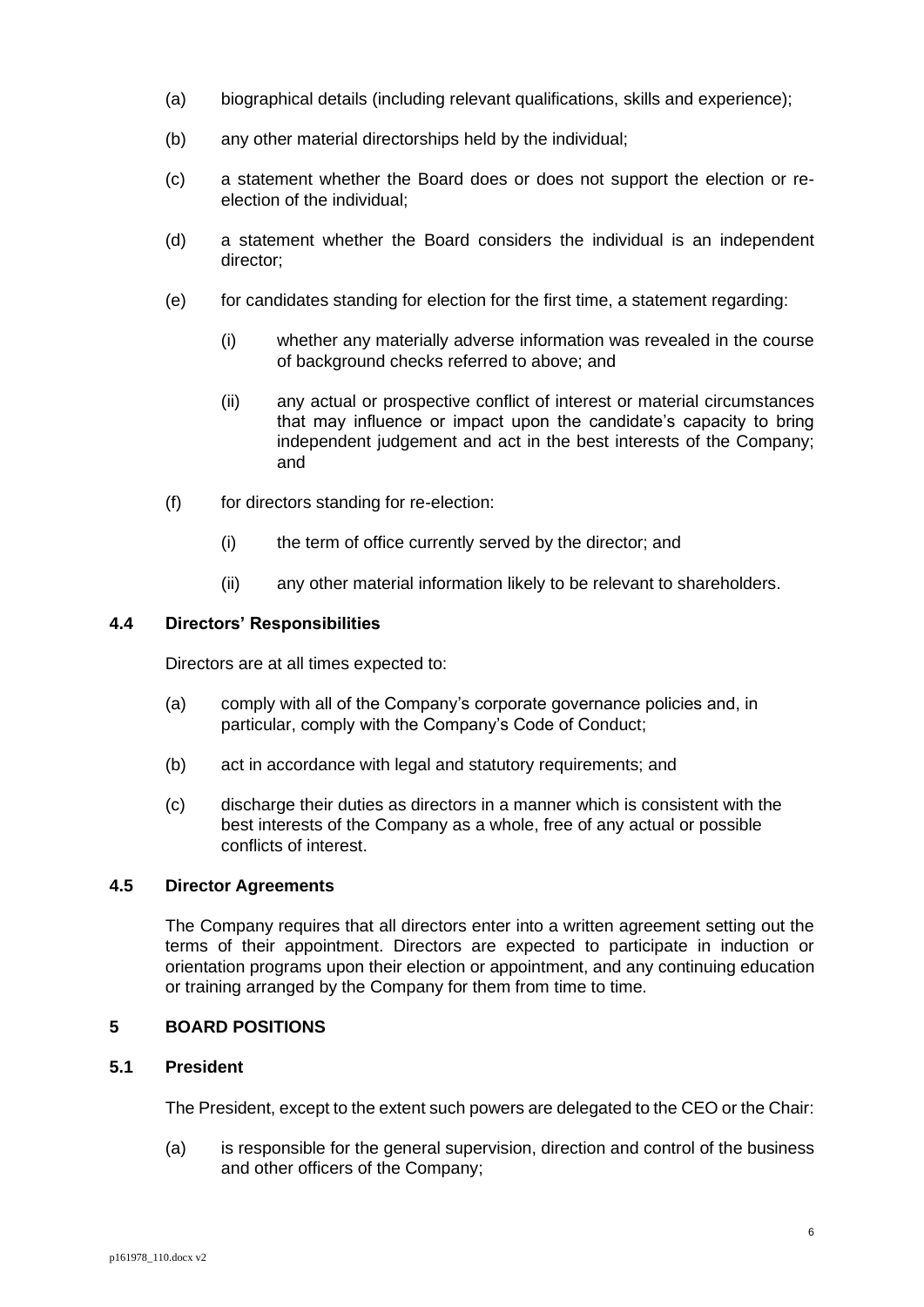(a) biographical details (including relevant qualifications, skills and experience);

(b) any other material directorships held by the individual;

(c) a statement whether the Board does or does not support the election or re-election of the individual;

(d) a statement whether the Board considers the individual is an independent director;

(e) for candidates standing for election for the first time, a statement regarding:

  (i) whether any materially adverse information was revealed in the course of background checks referred to above; and

  (ii) any actual or prospective conflict of interest or material circumstances that may influence or impact upon the candidate's capacity to bring independent judgement and act in the best interests of the Company; and

(f) for directors standing for re-election:

  (i) the term of office currently served by the director; and

  (ii) any other material information likely to be relevant to shareholders.

### 4.4 Directors' Responsibilities

Directors are at all times expected to:

(a) comply with all of the Company's corporate governance policies and, in particular, comply with the Company's Code of Conduct;

(b) act in accordance with legal and statutory requirements; and

(c) discharge their duties as directors in a manner which is consistent with the best interests of the Company as a whole, free of any actual or possible conflicts of interest.

### 4.5 Director Agreements

The Company requires that all directors enter into a written agreement setting out the terms of their appointment. Directors are expected to participate in induction or orientation programs upon their election or appointment, and any continuing education or training arranged by the Company for them from time to time.

## 5 BOARD POSITIONS

### 5.1 President

The President, except to the extent such powers are delegated to the CEO or the Chair:

(a) is responsible for the general supervision, direction and control of the business and other officers of the Company;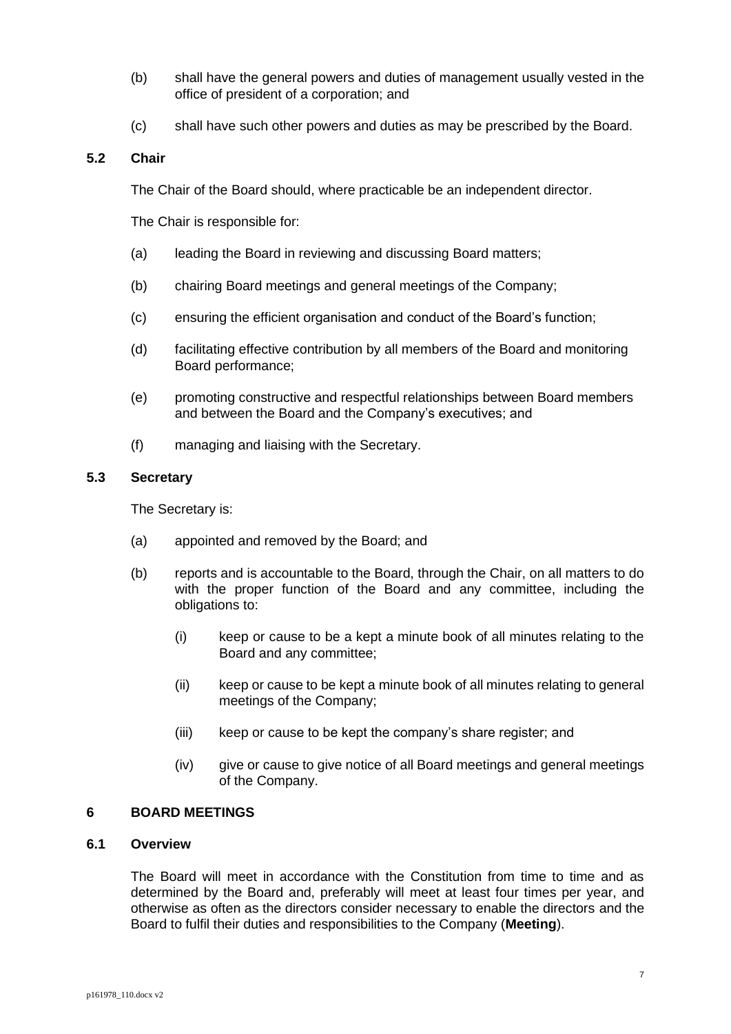(b) shall have the general powers and duties of management usually vested in the office of president of a corporation; and

(c) shall have such other powers and duties as may be prescribed by the Board.

### 5.2 Chair

The Chair of the Board should, where practicable be an independent director.

The Chair is responsible for:

(a) leading the Board in reviewing and discussing Board matters;

(b) chairing Board meetings and general meetings of the Company;

(c) ensuring the efficient organisation and conduct of the Board's function;

(d) facilitating effective contribution by all members of the Board and monitoring Board performance;

(e) promoting constructive and respectful relationships between Board members and between the Board and the Company's executives; and

(f) managing and liaising with the Secretary.

### 5.3 Secretary

The Secretary is:

(a) appointed and removed by the Board; and

(b) reports and is accountable to the Board, through the Chair, on all matters to do with the proper function of the Board and any committee, including the obligations to:

   (i) keep or cause to be a kept a minute book of all minutes relating to the Board and any committee;

   (ii) keep or cause to be kept a minute book of all minutes relating to general meetings of the Company;

   (iii) keep or cause to be kept the company's share register; and

   (iv) give or cause to give notice of all Board meetings and general meetings of the Company.

## 6 BOARD MEETINGS

### 6.1 Overview

The Board will meet in accordance with the Constitution from time to time and as determined by the Board and, preferably will meet at least four times per year, and otherwise as often as the directors consider necessary to enable the directors and the Board to fulfil their duties and responsibilities to the Company (**Meeting**).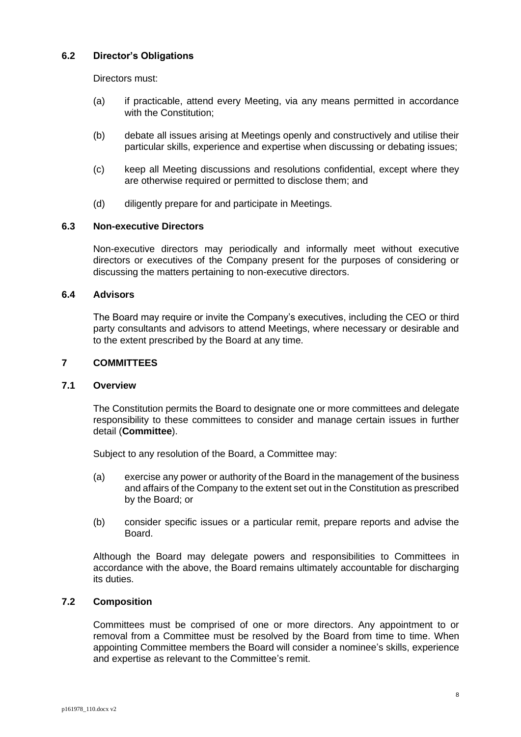### 6.2 Director's Obligations

Directors must:

(a) if practicable, attend every Meeting, via any means permitted in accordance with the Constitution;

(b) debate all issues arising at Meetings openly and constructively and utilise their particular skills, experience and expertise when discussing or debating issues;

(c) keep all Meeting discussions and resolutions confidential, except where they are otherwise required or permitted to disclose them; and

(d) diligently prepare for and participate in Meetings.

### 6.3 Non-executive Directors

Non-executive directors may periodically and informally meet without executive directors or executives of the Company present for the purposes of considering or discussing the matters pertaining to non-executive directors.

### 6.4 Advisors

The Board may require or invite the Company's executives, including the CEO or third party consultants and advisors to attend Meetings, where necessary or desirable and to the extent prescribed by the Board at any time.

## 7 COMMITTEES

### 7.1 Overview

The Constitution permits the Board to designate one or more committees and delegate responsibility to these committees to consider and manage certain issues in further detail (**Committee**).

Subject to any resolution of the Board, a Committee may:

(a) exercise any power or authority of the Board in the management of the business and affairs of the Company to the extent set out in the Constitution as prescribed by the Board; or

(b) consider specific issues or a particular remit, prepare reports and advise the Board.

Although the Board may delegate powers and responsibilities to Committees in accordance with the above, the Board remains ultimately accountable for discharging its duties.

### 7.2 Composition

Committees must be comprised of one or more directors. Any appointment to or removal from a Committee must be resolved by the Board from time to time. When appointing Committee members the Board will consider a nominee's skills, experience and expertise as relevant to the Committee's remit.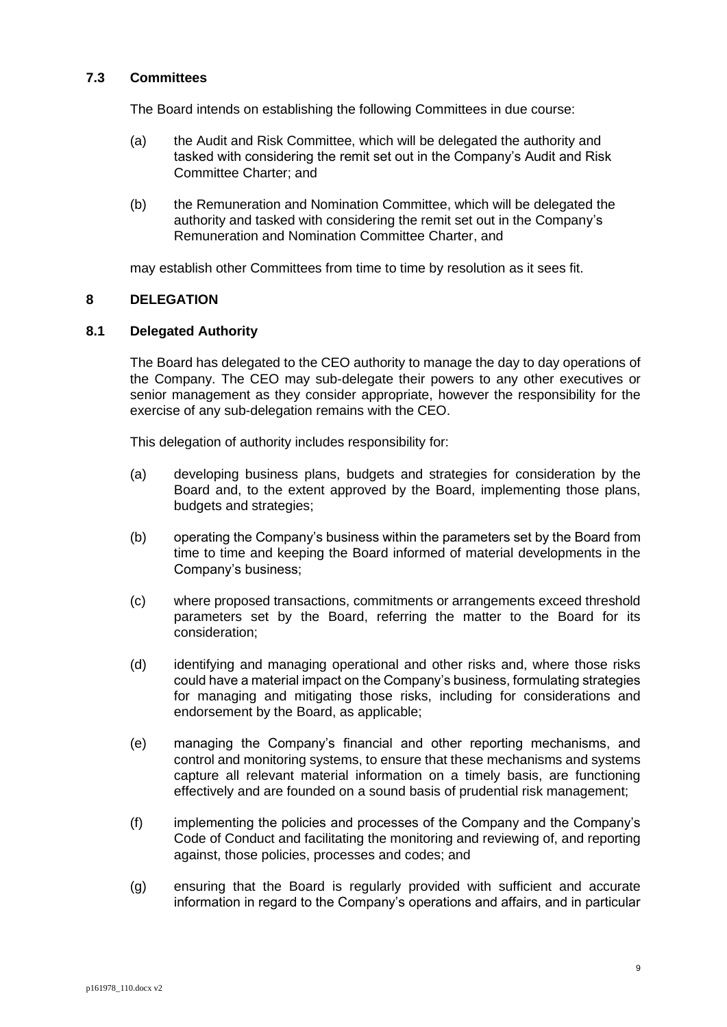### 7.3 Committees

The Board intends on establishing the following Committees in due course:

(a) the Audit and Risk Committee, which will be delegated the authority and tasked with considering the remit set out in the Company's Audit and Risk Committee Charter; and

(b) the Remuneration and Nomination Committee, which will be delegated the authority and tasked with considering the remit set out in the Company's Remuneration and Nomination Committee Charter, and

may establish other Committees from time to time by resolution as it sees fit.

## 8 DELEGATION

### 8.1 Delegated Authority

The Board has delegated to the CEO authority to manage the day to day operations of the Company. The CEO may sub-delegate their powers to any other executives or senior management as they consider appropriate, however the responsibility for the exercise of any sub-delegation remains with the CEO.

This delegation of authority includes responsibility for:

(a) developing business plans, budgets and strategies for consideration by the Board and, to the extent approved by the Board, implementing those plans, budgets and strategies;

(b) operating the Company's business within the parameters set by the Board from time to time and keeping the Board informed of material developments in the Company's business;

(c) where proposed transactions, commitments or arrangements exceed threshold parameters set by the Board, referring the matter to the Board for its consideration;

(d) identifying and managing operational and other risks and, where those risks could have a material impact on the Company's business, formulating strategies for managing and mitigating those risks, including for considerations and endorsement by the Board, as applicable;

(e) managing the Company's financial and other reporting mechanisms, and control and monitoring systems, to ensure that these mechanisms and systems capture all relevant material information on a timely basis, are functioning effectively and are founded on a sound basis of prudential risk management;

(f) implementing the policies and processes of the Company and the Company's Code of Conduct and facilitating the monitoring and reviewing of, and reporting against, those policies, processes and codes; and

(g) ensuring that the Board is regularly provided with sufficient and accurate information in regard to the Company's operations and affairs, and in particular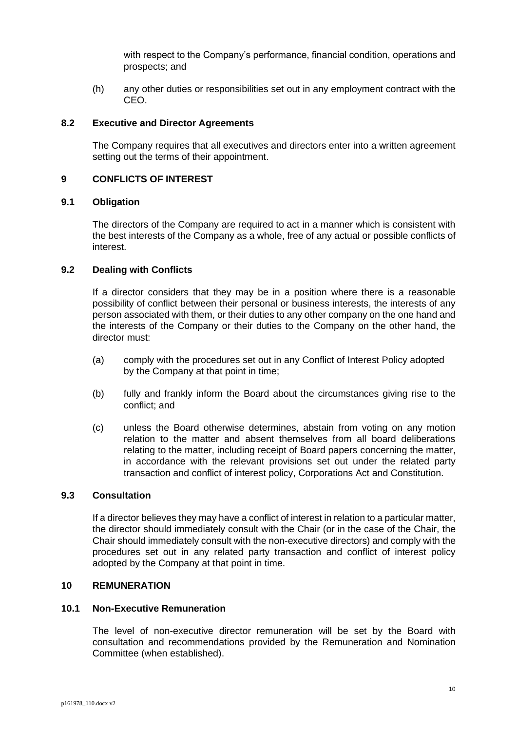with respect to the Company's performance, financial condition, operations and prospects; and

(h) any other duties or responsibilities set out in any employment contract with the CEO.

### 8.2 Executive and Director Agreements

The Company requires that all executives and directors enter into a written agreement setting out the terms of their appointment.

## 9 CONFLICTS OF INTEREST

### 9.1 Obligation

The directors of the Company are required to act in a manner which is consistent with the best interests of the Company as a whole, free of any actual or possible conflicts of interest.

### 9.2 Dealing with Conflicts

If a director considers that they may be in a position where there is a reasonable possibility of conflict between their personal or business interests, the interests of any person associated with them, or their duties to any other company on the one hand and the interests of the Company or their duties to the Company on the other hand, the director must:

(a) comply with the procedures set out in any Conflict of Interest Policy adopted by the Company at that point in time;

(b) fully and frankly inform the Board about the circumstances giving rise to the conflict; and

(c) unless the Board otherwise determines, abstain from voting on any motion relation to the matter and absent themselves from all board deliberations relating to the matter, including receipt of Board papers concerning the matter, in accordance with the relevant provisions set out under the related party transaction and conflict of interest policy, Corporations Act and Constitution.

### 9.3 Consultation

If a director believes they may have a conflict of interest in relation to a particular matter, the director should immediately consult with the Chair (or in the case of the Chair, the Chair should immediately consult with the non-executive directors) and comply with the procedures set out in any related party transaction and conflict of interest policy adopted by the Company at that point in time.

## 10 REMUNERATION

### 10.1 Non-Executive Remuneration

The level of non-executive director remuneration will be set by the Board with consultation and recommendations provided by the Remuneration and Nomination Committee (when established).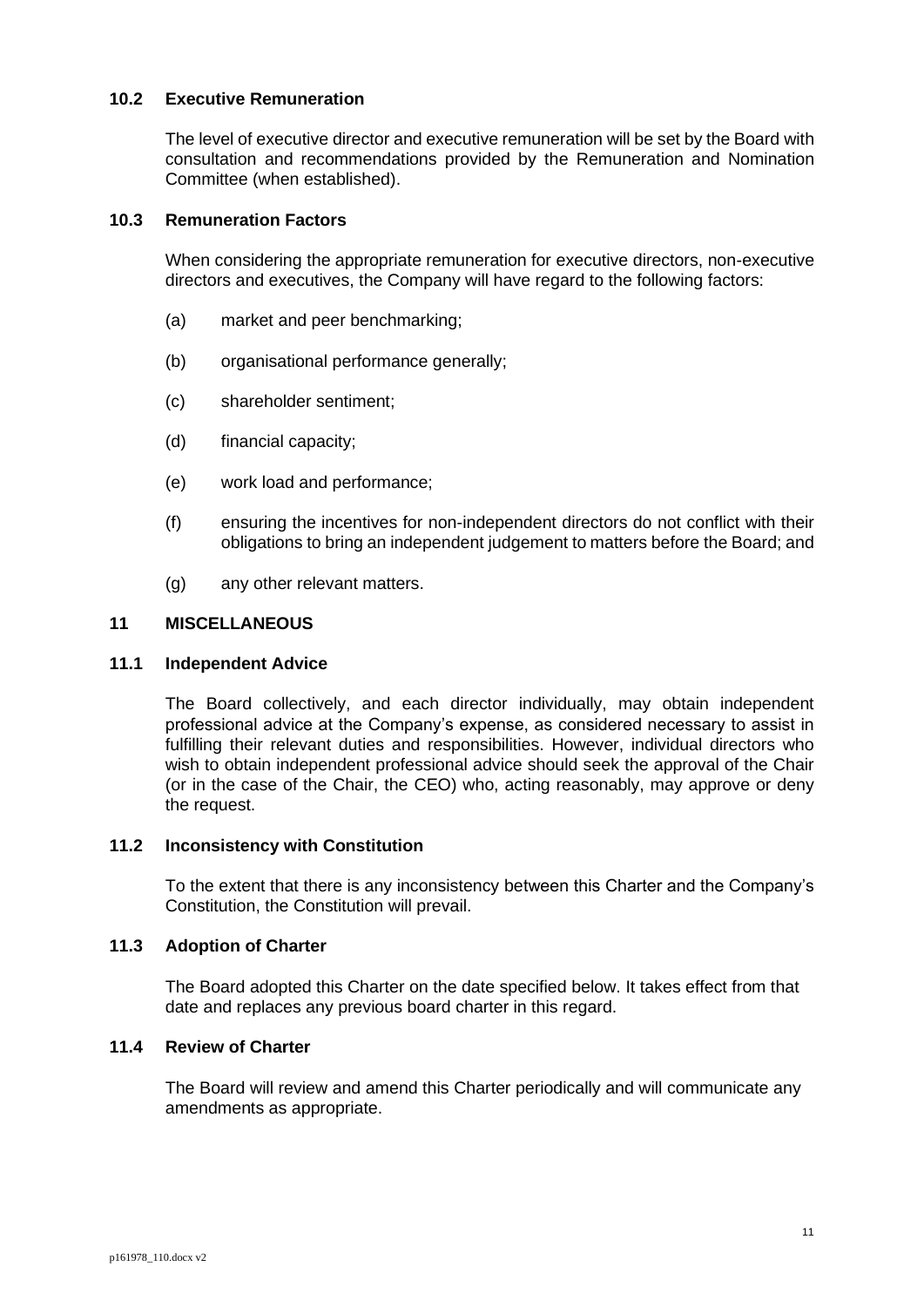### 10.2 Executive Remuneration

The level of executive director and executive remuneration will be set by the Board with consultation and recommendations provided by the Remuneration and Nomination Committee (when established).

### 10.3 Remuneration Factors

When considering the appropriate remuneration for executive directors, non-executive directors and executives, the Company will have regard to the following factors:

(a) market and peer benchmarking;

(b) organisational performance generally;

(c) shareholder sentiment;

(d) financial capacity;

(e) work load and performance;

(f) ensuring the incentives for non-independent directors do not conflict with their obligations to bring an independent judgement to matters before the Board; and

(g) any other relevant matters.

## 11 MISCELLANEOUS

### 11.1 Independent Advice

The Board collectively, and each director individually, may obtain independent professional advice at the Company's expense, as considered necessary to assist in fulfilling their relevant duties and responsibilities. However, individual directors who wish to obtain independent professional advice should seek the approval of the Chair (or in the case of the Chair, the CEO) who, acting reasonably, may approve or deny the request.

### 11.2 Inconsistency with Constitution

To the extent that there is any inconsistency between this Charter and the Company's Constitution, the Constitution will prevail.

### 11.3 Adoption of Charter

The Board adopted this Charter on the date specified below. It takes effect from that date and replaces any previous board charter in this regard.

### 11.4 Review of Charter

The Board will review and amend this Charter periodically and will communicate any amendments as appropriate.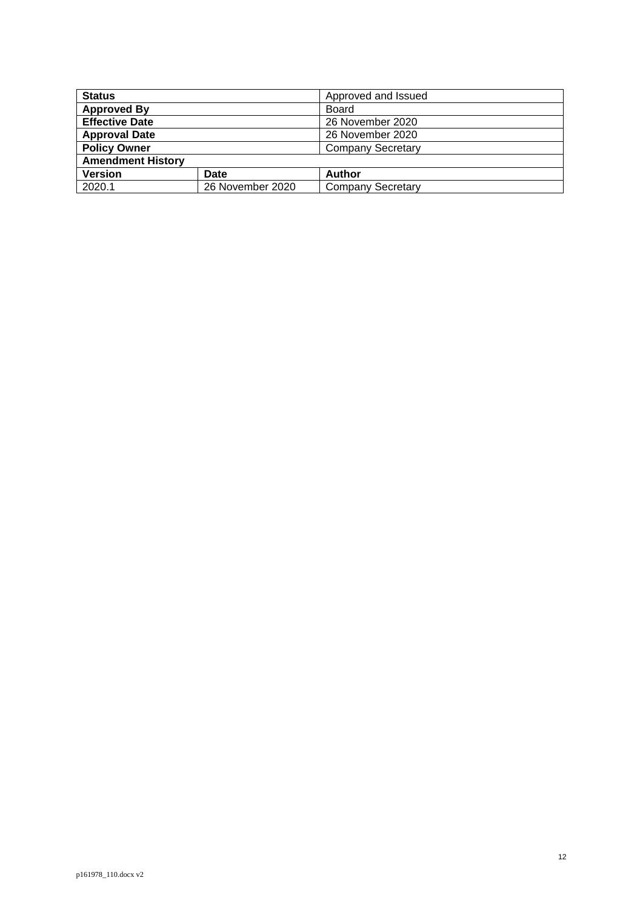| | | |
|---|---|---|
| **Status** | | Approved and Issued |
| **Approved By** | | Board |
| **Effective Date** | | 26 November 2020 |
| **Approval Date** | | 26 November 2020 |
| **Policy Owner** | | Company Secretary |
| **Amendment History** | | |
| **Version** | **Date** | **Author** |
| 2020.1 | 26 November 2020 | Company Secretary |

p161978_110.docx v2